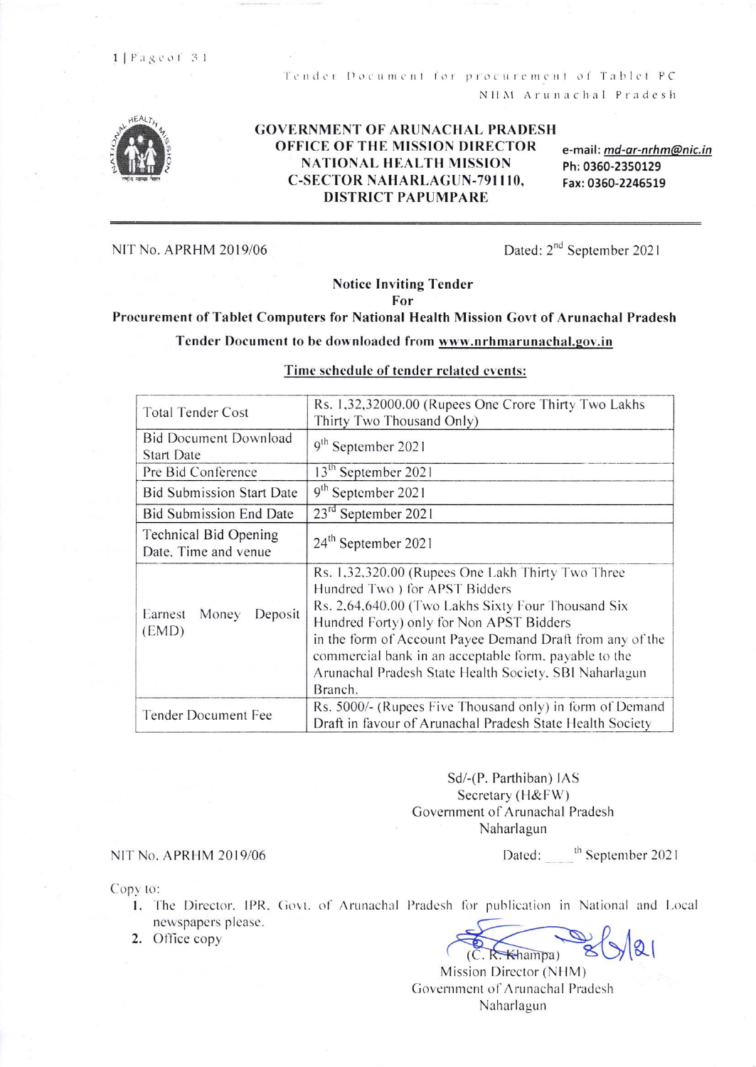# GOVERNMENT OF ARUNACHAL PRADESH
## OFFICE OF THE MISSION DIRECTOR
## NATIONAL HEALTH MISSION
## C-SECTOR NAHARLAGUN-791110,
## DISTRICT PAPUMPARE

e-mail: *md-ar-nrhm@nic.in*
Ph: 0360-2350129
Fax: 0360-2246519

NIT No. APRHM 2019/06 Dated: 2nd September 2021

**Notice Inviting Tender**
**For**
**Procurement of Tablet Computers for National Health Mission Govt of Arunachal Pradesh**

**Tender Document to be downloaded from www.nrhmarunachal.gov.in**

**Time schedule of tender related events:**

| | |
|---|---|
| Total Tender Cost | Rs. 1,32,32000.00 (Rupees One Crore Thirty Two Lakhs Thirty Two Thousand Only) |
| Bid Document Download Start Date | 9th September 2021 |
| Pre Bid Conference | 13th September 2021 |
| Bid Submission Start Date | 9th September 2021 |
| Bid Submission End Date | 23rd September 2021 |
| Technical Bid Opening Date, Time and venue | 24th September 2021 |
| Earnest Money Deposit (EMD) | Rs. 1,32,320.00 (Rupees One Lakh Thirty Two Three Hundred Two ) for APST Bidders<br>Rs. 2,64,640.00 (Two Lakhs Sixty Four Thousand Six Hundred Forty) only for Non APST Bidders<br>in the form of Account Payee Demand Draft from any of the commercial bank in an acceptable form, payable to the Arunachal Pradesh State Health Society, SBI Naharlagun Branch. |
| Tender Document Fee | Rs. 5000/- (Rupees Five Thousand only) in form of Demand Draft in favour of Arunachal Pradesh State Health Society |

Sd/-(P. Parthiban) IAS
Secretary (H&FW)
Government of Arunachal Pradesh
Naharlagun

NIT No. APRHM 2019/06 Dated: \_\_\_\_th September 2021

Copy to:

1. The Director, IPR, Govt. of Arunachal Pradesh for publication in National and Local newspapers please.
2. Office copy

8/9/21
(C. R. Khampa)
Mission Director (NHM)
Government of Arunachal Pradesh
Naharlagun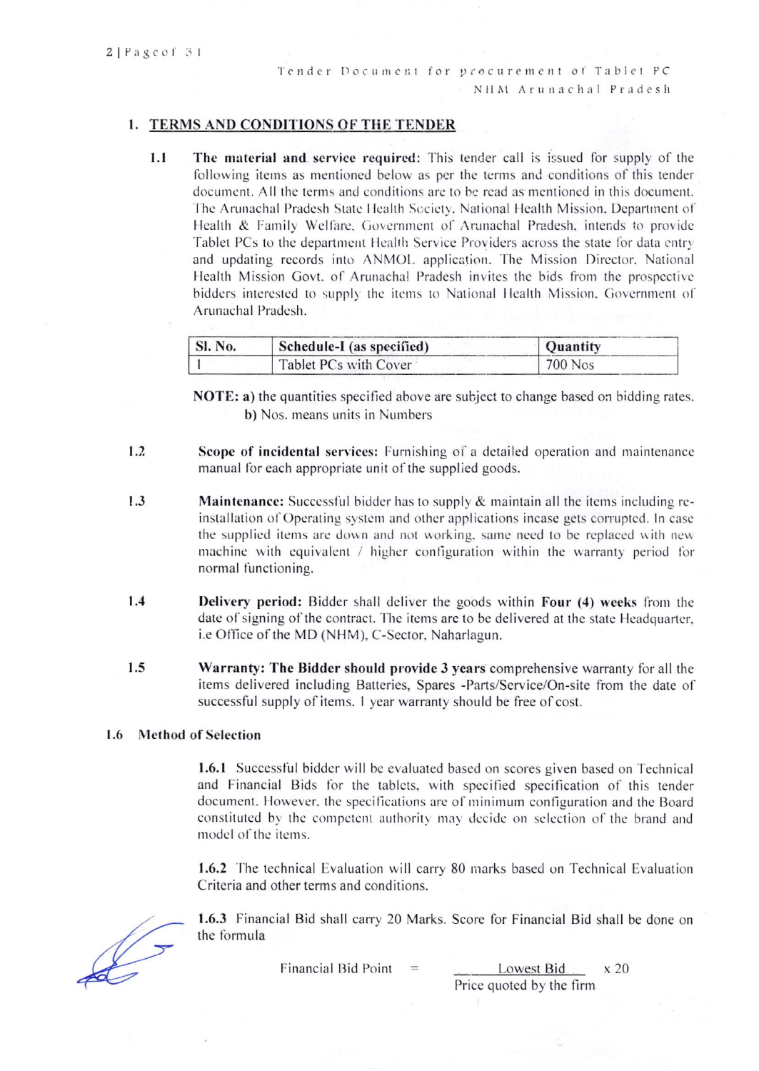## 1. TERMS AND CONDITIONS OF THE TENDER

**1.1 The material and service required:** This tender call is issued for supply of the following items as mentioned below as per the terms and conditions of this tender document. All the terms and conditions are to be read as mentioned in this document. The Arunachal Pradesh State Health Society, National Health Mission, Department of Health & Family Welfare, Government of Arunachal Pradesh, intends to provide Tablet PCs to the department Health Service Providers across the state for data entry and updating records into ANMOL application. The Mission Director, National Health Mission Govt. of Arunachal Pradesh invites the bids from the prospective bidders interested to supply the items to National Health Mission, Government of Arunachal Pradesh.

| Sl. No. | Schedule-I (as specified) | Quantity |
|---|---|---|
| 1 | Tablet PCs with Cover | 700 Nos |

**NOTE: a)** the quantities specified above are subject to change based on bidding rates.
**b)** Nos. means units in Numbers

**1.2 Scope of incidental services:** Furnishing of a detailed operation and maintenance manual for each appropriate unit of the supplied goods.

**1.3 Maintenance:** Successful bidder has to supply & maintain all the items including re-installation of Operating system and other applications incase gets corrupted. In case the supplied items are down and not working, same need to be replaced with new machine with equivalent / higher configuration within the warranty period for normal functioning.

**1.4 Delivery period:** Bidder shall deliver the goods within **Four (4) weeks** from the date of signing of the contract. The items are to be delivered at the state Headquarter, i.e Office of the MD (NHM), C-Sector, Naharlagun.

**1.5 Warranty: The Bidder should provide 3 years** comprehensive warranty for all the items delivered including Batteries, Spares -Parts/Service/On-site from the date of successful supply of items. 1 year warranty should be free of cost.

### 1.6 Method of Selection

**1.6.1** Successful bidder will be evaluated based on scores given based on Technical and Financial Bids for the tablets, with specified specification of this tender document. However, the specifications are of minimum configuration and the Board constituted by the competent authority may decide on selection of the brand and model of the items.

**1.6.2** The technical Evaluation will carry 80 marks based on Technical Evaluation Criteria and other terms and conditions.

**1.6.3** Financial Bid shall carry 20 Marks. Score for Financial Bid shall be done on the formula

$$\text{Financial Bid Point} = \frac{\text{Lowest Bid}}{\text{Price quoted by the firm}} \times 20$$